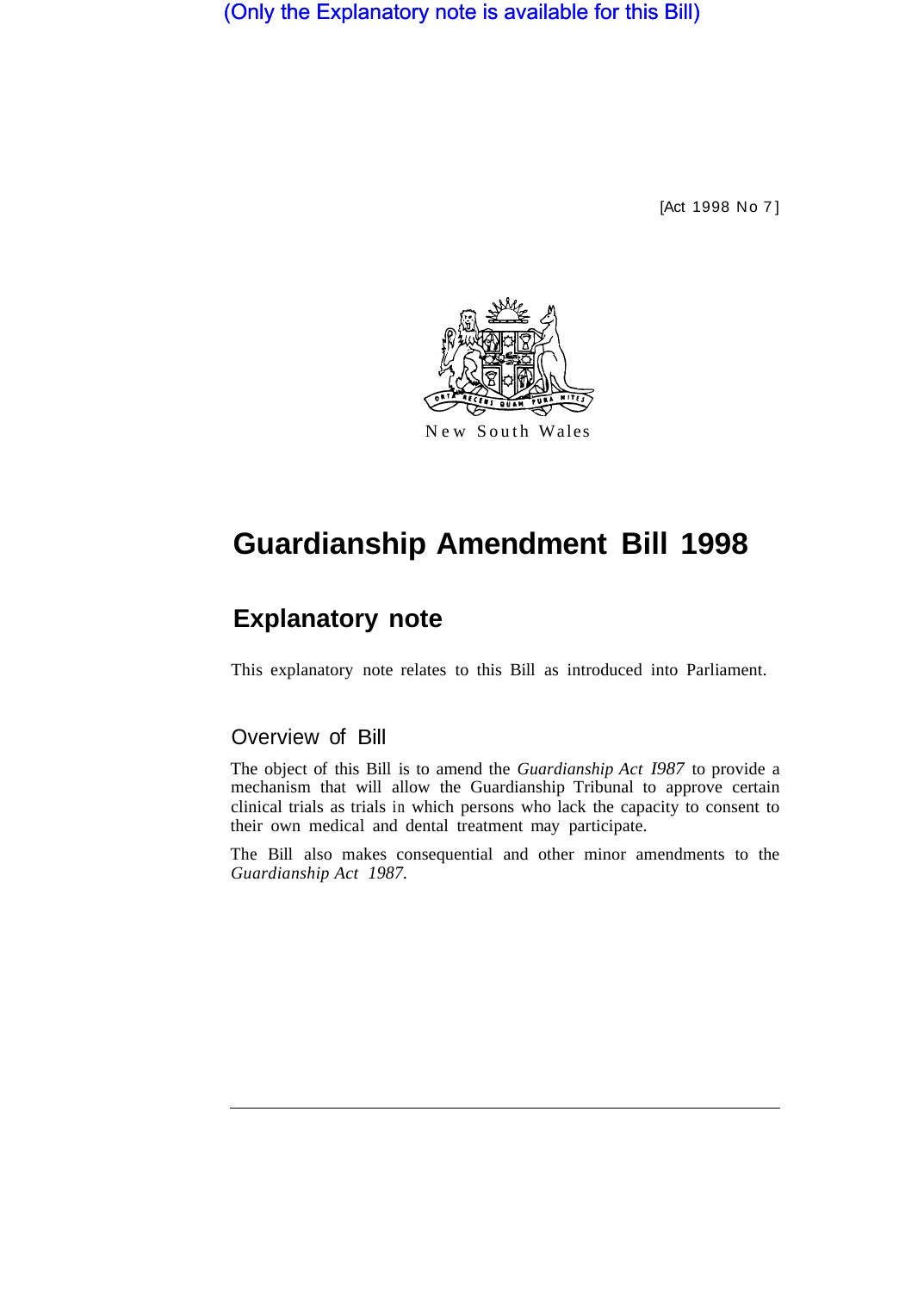(Only the Explanatory note is available for this Bill)

[Act 1998 No 7]

New South Wales

# Guardianship Amendment Bill 1998

## Explanatory note

This explanatory note relates to this Bill as introduced into Parliament.

### Overview of Bill

The object of this Bill is to amend the *Guardianship Act 1987* to provide a mechanism that will allow the Guardianship Tribunal to approve certain clinical trials as trials in which persons who lack the capacity to consent to their own medical and dental treatment may participate.

The Bill also makes consequential and other minor amendments to the *Guardianship Act 1987*.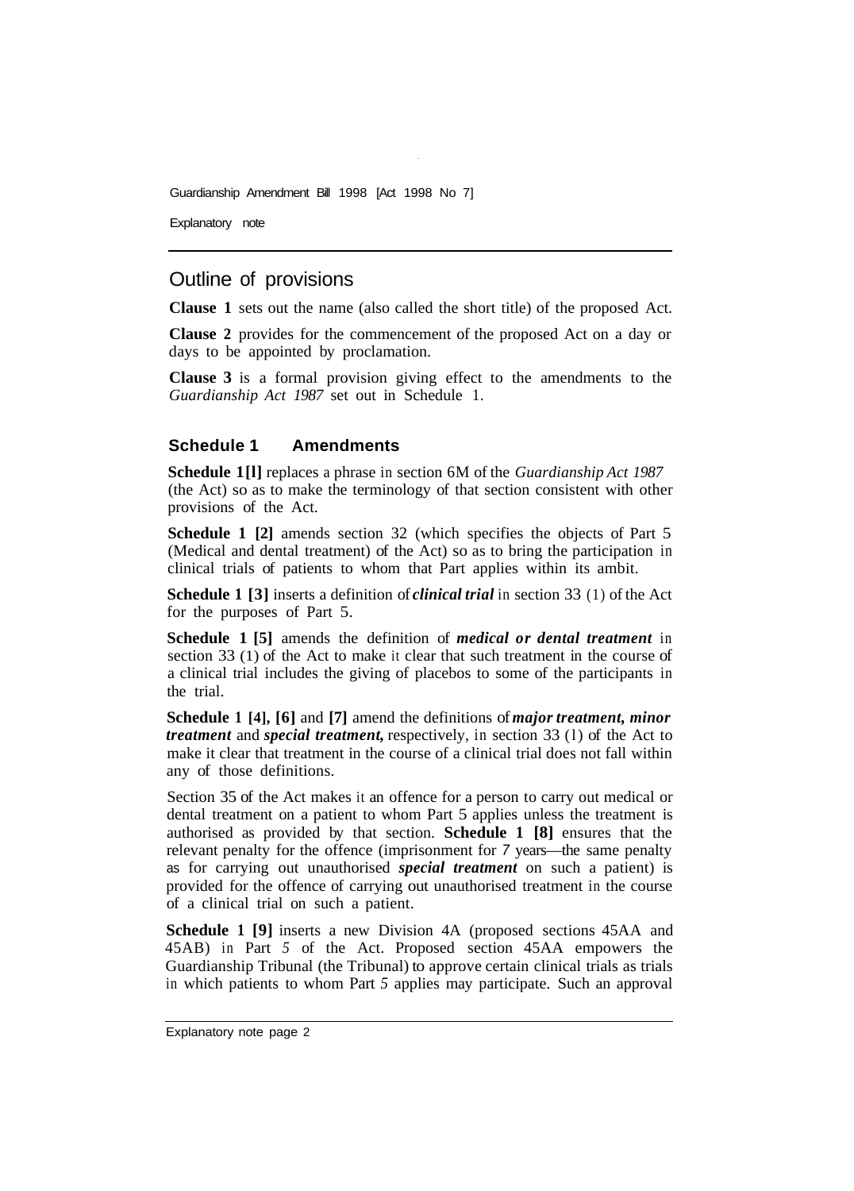## Outline of provisions

**Clause 1** sets out the name (also called the short title) of the proposed Act.

**Clause 2** provides for the commencement of the proposed Act on a day or days to be appointed by proclamation.

**Clause 3** is a formal provision giving effect to the amendments to the *Guardianship Act 1987* set out in Schedule 1.

### Schedule 1 Amendments

**Schedule 1 [l]** replaces a phrase in section 6M of the *Guardianship Act 1987* (the Act) so as to make the terminology of that section consistent with other provisions of the Act.

**Schedule 1 [2]** amends section 32 (which specifies the objects of Part 5 (Medical and dental treatment) of the Act) so as to bring the participation in clinical trials of patients to whom that Part applies within its ambit.

**Schedule 1 [3]** inserts a definition of ***clinical trial*** in section 33 (1) of the Act for the purposes of Part 5.

**Schedule 1 [5]** amends the definition of ***medical or dental treatment*** in section 33 (1) of the Act to make it clear that such treatment in the course of a clinical trial includes the giving of placebos to some of the participants in the trial.

**Schedule 1 [4], [6]** and **[7]** amend the definitions of ***major treatment, minor treatment*** and ***special treatment,*** respectively, in section 33 (1) of the Act to make it clear that treatment in the course of a clinical trial does not fall within any of those definitions.

Section 35 of the Act makes it an offence for a person to carry out medical or dental treatment on a patient to whom Part 5 applies unless the treatment is authorised as provided by that section. **Schedule 1 [8]** ensures that the relevant penalty for the offence (imprisonment for 7 years—the same penalty as for carrying out unauthorised ***special treatment*** on such a patient) is provided for the offence of carrying out unauthorised treatment in the course of a clinical trial on such a patient.

**Schedule 1 [9]** inserts a new Division 4A (proposed sections 45AA and 45AB) in Part 5 of the Act. Proposed section 45AA empowers the Guardianship Tribunal (the Tribunal) to approve certain clinical trials as trials in which patients to whom Part 5 applies may participate. Such an approval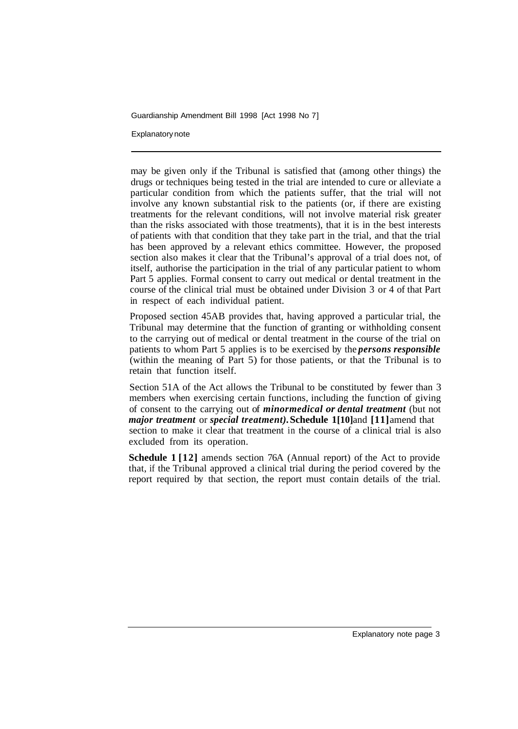may be given only if the Tribunal is satisfied that (among other things) the drugs or techniques being tested in the trial are intended to cure or alleviate a particular condition from which the patients suffer, that the trial will not involve any known substantial risk to the patients (or, if there are existing treatments for the relevant conditions, will not involve material risk greater than the risks associated with those treatments), that it is in the best interests of patients with that condition that they take part in the trial, and that the trial has been approved by a relevant ethics committee. However, the proposed section also makes it clear that the Tribunal's approval of a trial does not, of itself, authorise the participation in the trial of any particular patient to whom Part 5 applies. Formal consent to carry out medical or dental treatment in the course of the clinical trial must be obtained under Division 3 or 4 of that Part in respect of each individual patient.

Proposed section 45AB provides that, having approved a particular trial, the Tribunal may determine that the function of granting or withholding consent to the carrying out of medical or dental treatment in the course of the trial on patients to whom Part 5 applies is to be exercised by the ***persons responsible*** (within the meaning of Part 5) for those patients, or that the Tribunal is to retain that function itself.

Section 51A of the Act allows the Tribunal to be constituted by fewer than 3 members when exercising certain functions, including the function of giving of consent to the carrying out of ***minor medical or dental treatment*** (but not ***major treatment*** or ***special treatment***). **Schedule 1 [10]** and **[11]** amend that section to make it clear that treatment in the course of a clinical trial is also excluded from its operation.

**Schedule 1 [12]** amends section 76A (Annual report) of the Act to provide that, if the Tribunal approved a clinical trial during the period covered by the report required by that section, the report must contain details of the trial.